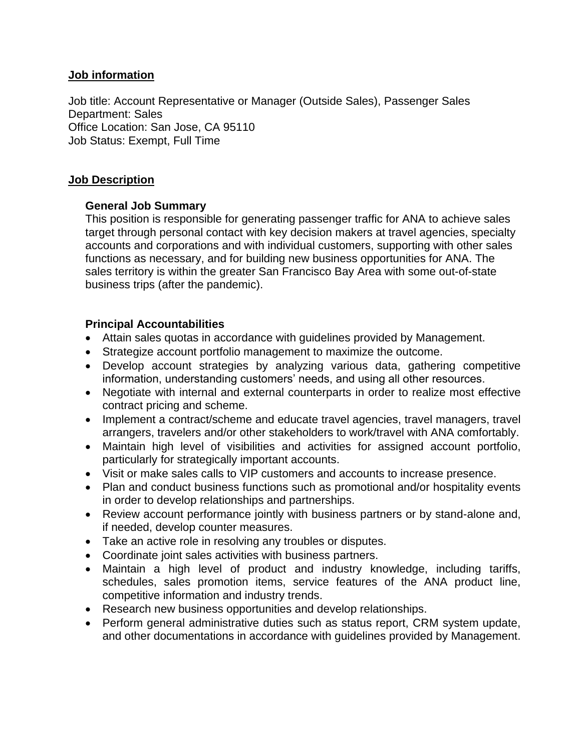## Job information

Job title: Account Representative or Manager (Outside Sales), Passenger Sales
Department: Sales
Office Location: San Jose, CA 95110
Job Status: Exempt, Full Time

## Job Description

### General Job Summary

This position is responsible for generating passenger traffic for ANA to achieve sales target through personal contact with key decision makers at travel agencies, specialty accounts and corporations and with individual customers, supporting with other sales functions as necessary, and for building new business opportunities for ANA. The sales territory is within the greater San Francisco Bay Area with some out-of-state business trips (after the pandemic).

### Principal Accountabilities

- Attain sales quotas in accordance with guidelines provided by Management.
- Strategize account portfolio management to maximize the outcome.
- Develop account strategies by analyzing various data, gathering competitive information, understanding customers' needs, and using all other resources.
- Negotiate with internal and external counterparts in order to realize most effective contract pricing and scheme.
- Implement a contract/scheme and educate travel agencies, travel managers, travel arrangers, travelers and/or other stakeholders to work/travel with ANA comfortably.
- Maintain high level of visibilities and activities for assigned account portfolio, particularly for strategically important accounts.
- Visit or make sales calls to VIP customers and accounts to increase presence.
- Plan and conduct business functions such as promotional and/or hospitality events in order to develop relationships and partnerships.
- Review account performance jointly with business partners or by stand-alone and, if needed, develop counter measures.
- Take an active role in resolving any troubles or disputes.
- Coordinate joint sales activities with business partners.
- Maintain a high level of product and industry knowledge, including tariffs, schedules, sales promotion items, service features of the ANA product line, competitive information and industry trends.
- Research new business opportunities and develop relationships.
- Perform general administrative duties such as status report, CRM system update, and other documentations in accordance with guidelines provided by Management.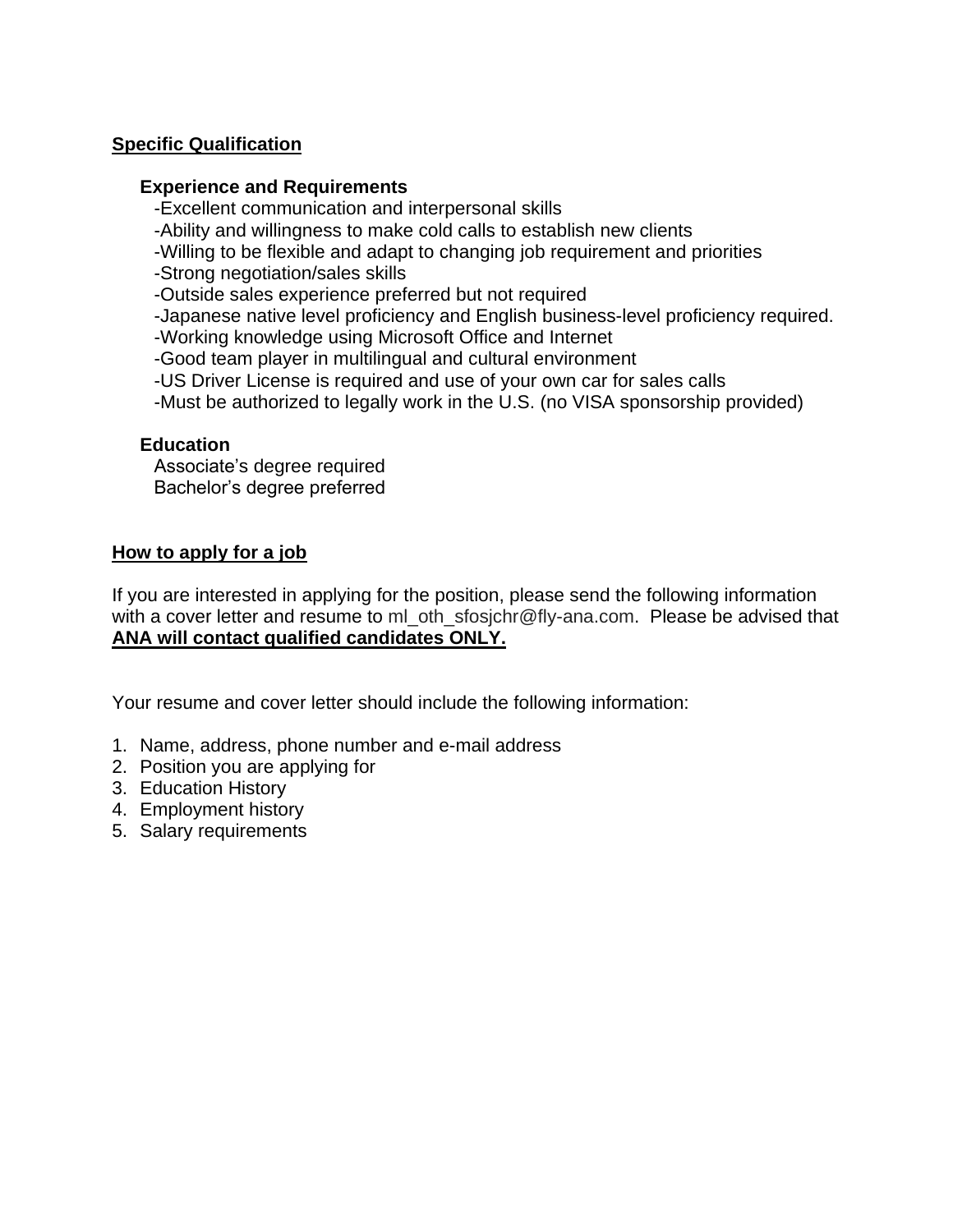## Specific Qualification

### Experience and Requirements

-Excellent communication and interpersonal skills
-Ability and willingness to make cold calls to establish new clients
-Willing to be flexible and adapt to changing job requirement and priorities
-Strong negotiation/sales skills
-Outside sales experience preferred but not required
-Japanese native level proficiency and English business-level proficiency required.
-Working knowledge using Microsoft Office and Internet
-Good team player in multilingual and cultural environment
-US Driver License is required and use of your own car for sales calls
-Must be authorized to legally work in the U.S. (no VISA sponsorship provided)

### Education

Associate's degree required
Bachelor's degree preferred

## How to apply for a job

If you are interested in applying for the position, please send the following information with a cover letter and resume to ml_oth_sfosjchr@fly-ana.com. Please be advised that **ANA will contact qualified candidates ONLY.**

Your resume and cover letter should include the following information:

1. Name, address, phone number and e-mail address
2. Position you are applying for
3. Education History
4. Employment history
5. Salary requirements